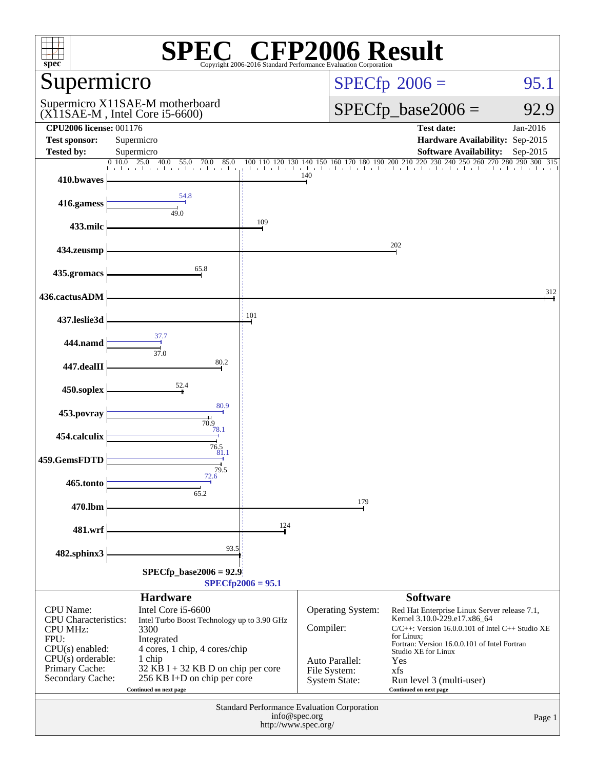# SPEC CFP2006 Result

Copyright 2006-2016 Standard Performance Evaluation Corporation

## Supermicro

Supermicro X11SAE-M motherboard
(X11SAE-M , Intel Core i5-6600)

**SPECfp 2006 = 95.1**

**SPECfp_base2006 = 92.9**

| | | | |
|---|---|---|---|
| **CPU2006 license:** | 001176 | **Test date:** | Jan-2016 |
| **Test sponsor:** | Supermicro | **Hardware Availability:** | Sep-2015 |
| **Tested by:** | Supermicro | **Software Availability:** | Sep-2015 |

| Benchmark | Peak | Base |
|---|---|---|
| 410.bwaves | | 140 |
| 416.gamess | 54.8 | 49.0 |
| 433.milc | | 109 |
| 434.zeusmp | | 202 |
| 435.gromacs | | 65.8 |
| 436.cactusADM | | 312 |
| 437.leslie3d | | 101 |
| 444.namd | 37.7 | 37.0 |
| 447.dealII | | 80.2 |
| 450.soplex | | 52.4 |
| 453.povray | 80.9 | 70.9 |
| 454.calculix | 78.1 | 76.5 |
| 459.GemsFDTD | 81.1 | 79.5 |
| 465.tonto | 72.6 | 65.2 |
| 470.lbm | | 179 |
| 481.wrf | | 124 |
| 482.sphinx3 | | 93.5 |

SPECfp_base2006 = 92.9

SPECfp2006 = 95.1

### Hardware

| | |
|---|---|
| CPU Name: | Intel Core i5-6600 |
| CPU Characteristics: | Intel Turbo Boost Technology up to 3.90 GHz |
| CPU MHz: | 3300 |
| FPU: | Integrated |
| CPU(s) enabled: | 4 cores, 1 chip, 4 cores/chip |
| CPU(s) orderable: | 1 chip |
| Primary Cache: | 32 KB I + 32 KB D on chip per core |
| Secondary Cache: | 256 KB I+D on chip per core |

Continued on next page

### Software

| | |
|---|---|
| Operating System: | Red Hat Enterprise Linux Server release 7.1, Kernel 3.10.0-229.el7.x86_64 |
| Compiler: | C/C++: Version 16.0.0.101 of Intel C++ Studio XE for Linux; Fortran: Version 16.0.0.101 of Intel Fortran Studio XE for Linux |
| Auto Parallel: | Yes |
| File System: | xfs |
| System State: | Run level 3 (multi-user) |

Continued on next page

Standard Performance Evaluation Corporation
info@spec.org
http://www.spec.org/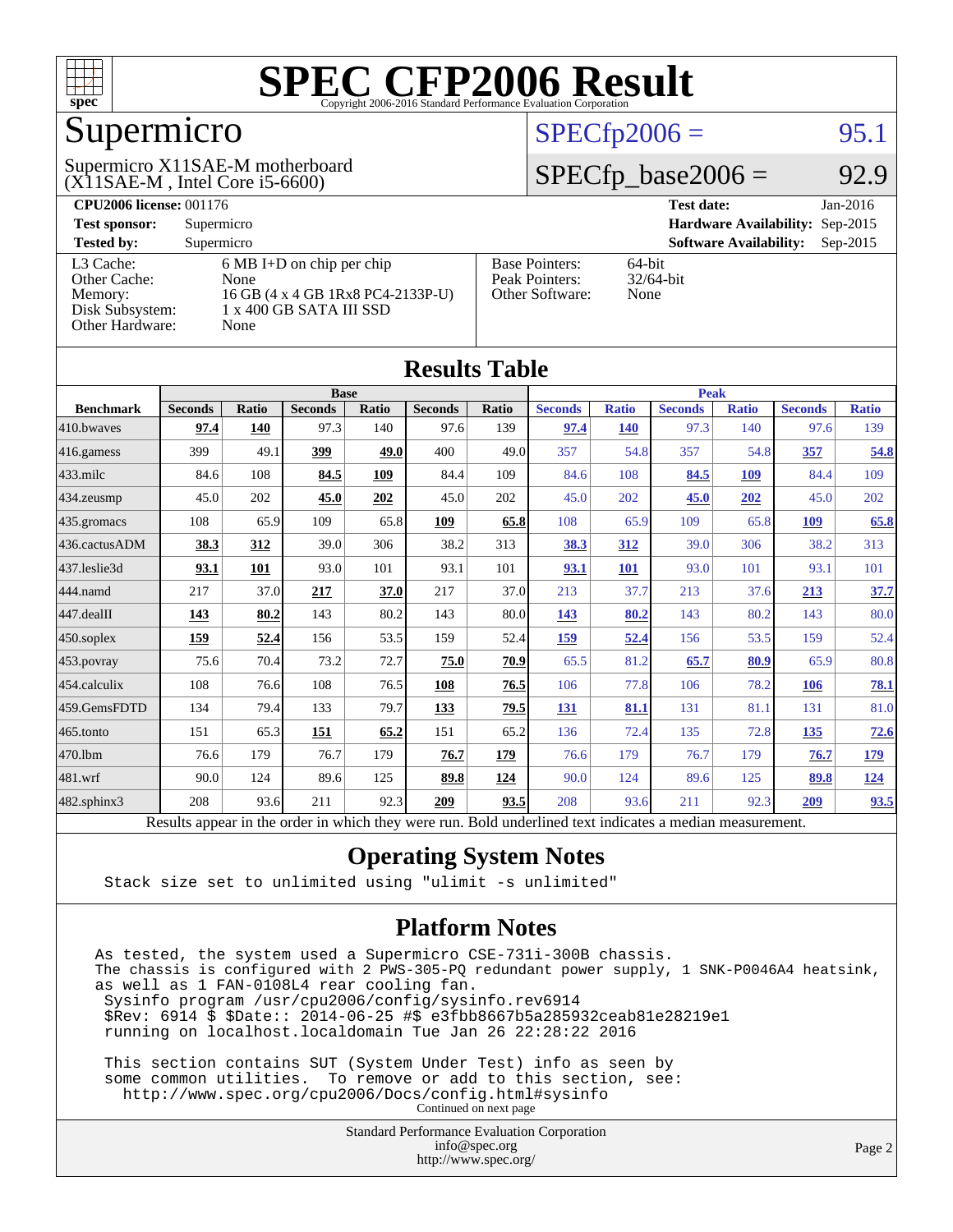# SPEC CFP2006 Result

Copyright 2006-2016 Standard Performance Evaluation Corporation

## Supermicro

Supermicro X11SAE-M motherboard
(X11SAE-M , Intel Core i5-6600)

SPECfp2006 = 95.1

SPECfp_base2006 = 92.9

| | | | |
|---|---|---|---|
| **CPU2006 license:** 001176 | | **Test date:** | Jan-2016 |
| **Test sponsor:** | Supermicro | **Hardware Availability:** | Sep-2015 |
| **Tested by:** | Supermicro | **Software Availability:** | Sep-2015 |

| | |
|---|---|
| L3 Cache: | 6 MB I+D on chip per chip |
| Other Cache: | None |
| Memory: | 16 GB (4 x 4 GB 1Rx8 PC4-2133P-U) |
| Disk Subsystem: | 1 x 400 GB SATA III SSD |
| Other Hardware: | None |

| | |
|---|---|
| Base Pointers: | 64-bit |
| Peak Pointers: | 32/64-bit |
| Other Software: | None |

## Results Table

| Benchmark | Base | | | | | | Peak | | | | | |
|---|---|---|---|---|---|---|---|---|---|---|---|---|
| | Seconds | Ratio | Seconds | Ratio | Seconds | Ratio | Seconds | Ratio | Seconds | Ratio | Seconds | Ratio |
| 410.bwaves | **97.4** | **140** | 97.3 | 140 | 97.6 | 139 | **97.4** | **140** | 97.3 | 140 | 97.6 | 139 |
| 416.gamess | 399 | 49.1 | **399** | **49.0** | 400 | 49.0 | 357 | 54.8 | 357 | 54.8 | **357** | **54.8** |
| 433.milc | 84.6 | 108 | **84.5** | **109** | 84.4 | 109 | 84.6 | 108 | **84.5** | **109** | 84.4 | 109 |
| 434.zeusmp | 45.0 | 202 | **45.0** | **202** | 45.0 | 202 | 45.0 | 202 | **45.0** | **202** | 45.0 | 202 |
| 435.gromacs | 108 | 65.9 | 109 | 65.8 | **109** | **65.8** | 108 | 65.9 | 109 | 65.8 | **109** | **65.8** |
| 436.cactusADM | **38.3** | **312** | 39.0 | 306 | 38.2 | 313 | **38.3** | **312** | 39.0 | 306 | 38.2 | 313 |
| 437.leslie3d | **93.1** | **101** | 93.0 | 101 | 93.1 | 101 | **93.1** | **101** | 93.0 | 101 | 93.1 | 101 |
| 444.namd | 217 | 37.0 | **217** | **37.0** | 217 | 37.0 | 213 | 37.7 | 213 | 37.6 | **213** | **37.7** |
| 447.dealII | **143** | **80.2** | 143 | 80.2 | 143 | 80.0 | **143** | **80.2** | 143 | 80.2 | 143 | 80.0 |
| 450.soplex | **159** | **52.4** | 156 | 53.5 | 159 | 52.4 | **159** | **52.4** | 156 | 53.5 | 159 | 52.4 |
| 453.povray | 75.6 | 70.4 | 73.2 | 72.7 | **75.0** | **70.9** | 65.5 | 81.2 | **65.7** | **80.9** | 65.9 | 80.8 |
| 454.calculix | 108 | 76.6 | 108 | 76.5 | **108** | **76.5** | 106 | 77.8 | 106 | 78.2 | **106** | **78.1** |
| 459.GemsFDTD | 134 | 79.4 | 133 | 79.7 | **133** | **79.5** | **131** | **81.1** | 131 | 81.1 | 131 | 81.0 |
| 465.tonto | 151 | 65.3 | **151** | **65.2** | 151 | 65.2 | 136 | 72.4 | 135 | 72.8 | **135** | **72.6** |
| 470.lbm | 76.6 | 179 | 76.7 | 179 | **76.7** | **179** | 76.6 | 179 | 76.7 | 179 | **76.7** | **179** |
| 481.wrf | 90.0 | 124 | 89.6 | 125 | **89.8** | **124** | 90.0 | 124 | 89.6 | 125 | **89.8** | **124** |
| 482.sphinx3 | 208 | 93.6 | 211 | 92.3 | **209** | **93.5** | 208 | 93.6 | 211 | 92.3 | **209** | **93.5** |

Results appear in the order in which they were run. Bold underlined text indicates a median measurement.

## Operating System Notes

```
Stack size set to unlimited using "ulimit -s unlimited"
```

## Platform Notes

```
As tested, the system used a Supermicro CSE-731i-300B chassis.
The chassis is configured with 2 PWS-305-PQ redundant power supply, 1 SNK-P0046A4 heatsink,
as well as 1 FAN-0108L4 rear cooling fan.
 Sysinfo program /usr/cpu2006/config/sysinfo.rev6914
 $Rev: 6914 $ $Date:: 2014-06-25 #$ e3fbb8667b5a285932ceab81e28219e1
 running on localhost.localdomain Tue Jan 26 22:28:22 2016

 This section contains SUT (System Under Test) info as seen by
 some common utilities.  To remove or add to this section, see:
   http://www.spec.org/cpu2006/Docs/config.html#sysinfo
```

Continued on next page

Standard Performance Evaluation Corporation
info@spec.org
http://www.spec.org/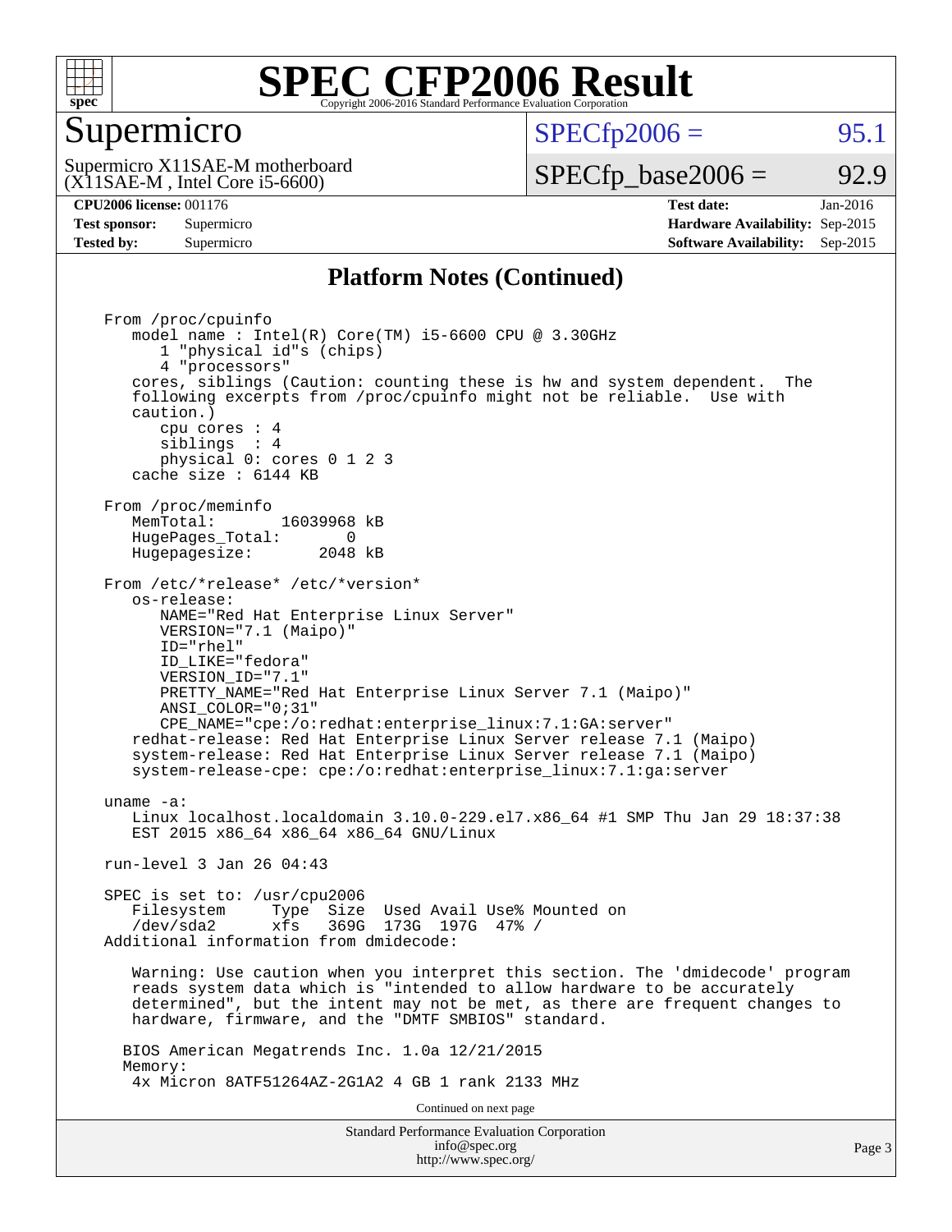# SPEC CFP2006 Result

Copyright 2006-2016 Standard Performance Evaluation Corporation

## Supermicro

Supermicro X11SAE-M motherboard
(X11SAE-M , Intel Core i5-6600)

SPECfp2006 = 95.1

SPECfp_base2006 = 92.9

| | | | |
|---|---|---|---|
| **CPU2006 license:** | 001176 | **Test date:** | Jan-2016 |
| **Test sponsor:** | Supermicro | **Hardware Availability:** | Sep-2015 |
| **Tested by:** | Supermicro | **Software Availability:** | Sep-2015 |

### Platform Notes (Continued)

```
From /proc/cpuinfo
   model name : Intel(R) Core(TM) i5-6600 CPU @ 3.30GHz
      1 "physical id"s (chips)
      4 "processors"
   cores, siblings (Caution: counting these is hw and system dependent.  The
   following excerpts from /proc/cpuinfo might not be reliable.  Use with
   caution.)
      cpu cores : 4
      siblings  : 4
      physical 0: cores 0 1 2 3
   cache size : 6144 KB

From /proc/meminfo
   MemTotal:       16039968 kB
   HugePages_Total:       0
   Hugepagesize:       2048 kB

From /etc/*release* /etc/*version*
   os-release:
      NAME="Red Hat Enterprise Linux Server"
      VERSION="7.1 (Maipo)"
      ID="rhel"
      ID_LIKE="fedora"
      VERSION_ID="7.1"
      PRETTY_NAME="Red Hat Enterprise Linux Server 7.1 (Maipo)"
      ANSI_COLOR="0;31"
      CPE_NAME="cpe:/o:redhat:enterprise_linux:7.1:GA:server"
   redhat-release: Red Hat Enterprise Linux Server release 7.1 (Maipo)
   system-release: Red Hat Enterprise Linux Server release 7.1 (Maipo)
   system-release-cpe: cpe:/o:redhat:enterprise_linux:7.1:ga:server

uname -a:
   Linux localhost.localdomain 3.10.0-229.el7.x86_64 #1 SMP Thu Jan 29 18:37:38
   EST 2015 x86_64 x86_64 x86_64 GNU/Linux

run-level 3 Jan 26 04:43

SPEC is set to: /usr/cpu2006
   Filesystem     Type  Size  Used Avail Use% Mounted on
   /dev/sda2      xfs   369G  173G  197G  47% /
Additional information from dmidecode:

   Warning: Use caution when you interpret this section. The 'dmidecode' program
   reads system data which is "intended to allow hardware to be accurately
   determined", but the intent may not be met, as there are frequent changes to
   hardware, firmware, and the "DMTF SMBIOS" standard.

  BIOS American Megatrends Inc. 1.0a 12/21/2015
  Memory:
   4x Micron 8ATF51264AZ-2G1A2 4 GB 1 rank 2133 MHz
```

Continued on next page

Standard Performance Evaluation Corporation
info@spec.org
http://www.spec.org/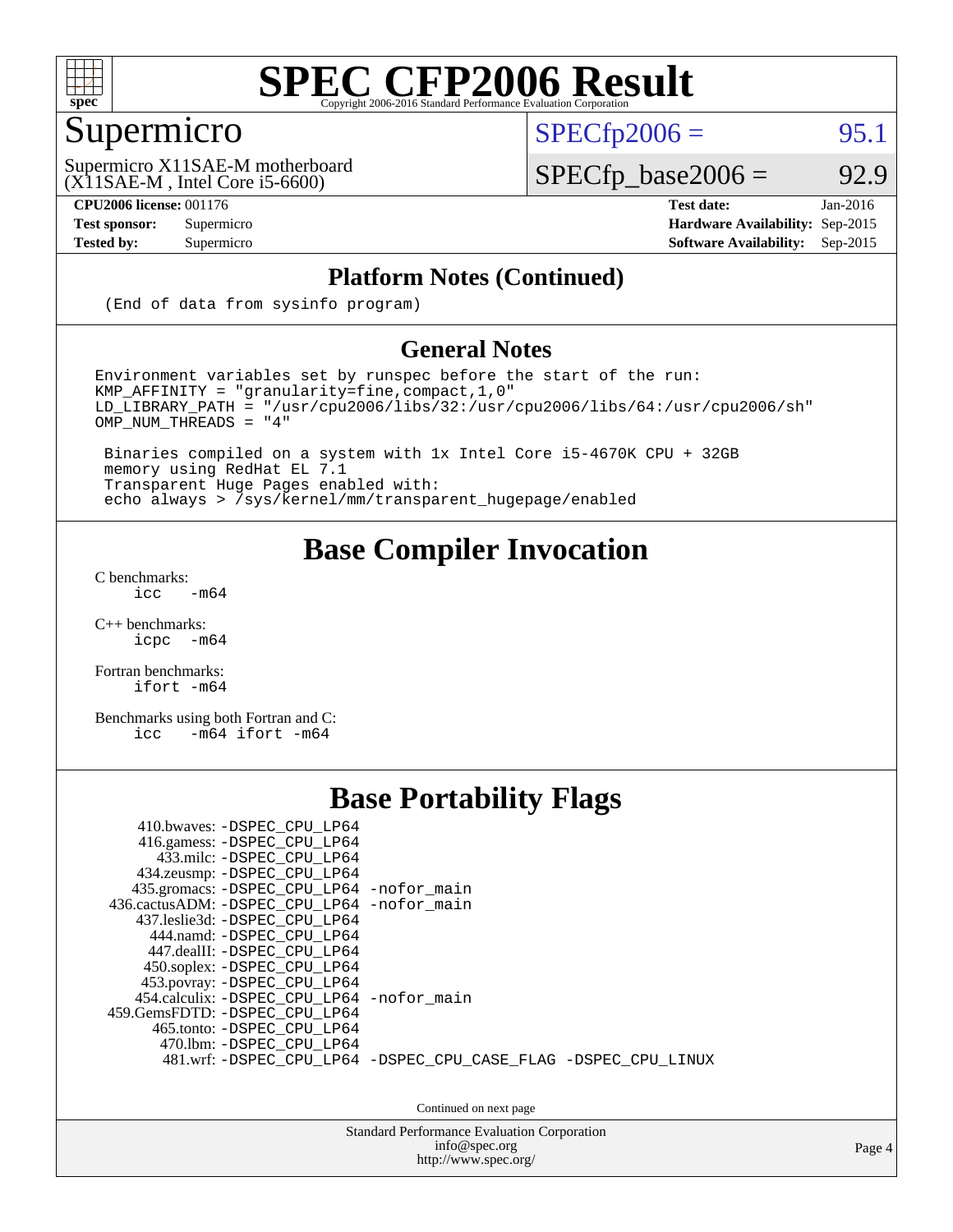# SPEC CFP2006 Result

Copyright 2006-2016 Standard Performance Evaluation Corporation

## Supermicro

Supermicro X11SAE-M motherboard (X11SAE-M , Intel Core i5-6600)

SPECfp2006 = 95.1

SPECfp_base2006 = 92.9

| | | | |
|---|---|---|---|
| **CPU2006 license:** | 001176 | **Test date:** | Jan-2016 |
| **Test sponsor:** | Supermicro | **Hardware Availability:** | Sep-2015 |
| **Tested by:** | Supermicro | **Software Availability:** | Sep-2015 |

### Platform Notes (Continued)

```
(End of data from sysinfo program)
```

### General Notes

```
Environment variables set by runspec before the start of the run:
KMP_AFFINITY = "granularity=fine,compact,1,0"
LD_LIBRARY_PATH = "/usr/cpu2006/libs/32:/usr/cpu2006/libs/64:/usr/cpu2006/sh"
OMP_NUM_THREADS = "4"

 Binaries compiled on a system with 1x Intel Core i5-4670K CPU + 32GB
 memory using RedHat EL 7.1
 Transparent Huge Pages enabled with:
 echo always > /sys/kernel/mm/transparent_hugepage/enabled
```

## Base Compiler Invocation

C benchmarks:
```
icc   -m64
```

C++ benchmarks:
```
icpc  -m64
```

Fortran benchmarks:
```
ifort -m64
```

Benchmarks using both Fortran and C:
```
icc   -m64 ifort -m64
```

## Base Portability Flags

```
     410.bwaves: -DSPEC_CPU_LP64
    416.gamess: -DSPEC_CPU_LP64
      433.milc: -DSPEC_CPU_LP64
    434.zeusmp: -DSPEC_CPU_LP64
   435.gromacs: -DSPEC_CPU_LP64 -nofor_main
 436.cactusADM: -DSPEC_CPU_LP64 -nofor_main
   437.leslie3d: -DSPEC_CPU_LP64
      444.namd: -DSPEC_CPU_LP64
    447.dealII: -DSPEC_CPU_LP64
    450.soplex: -DSPEC_CPU_LP64
    453.povray: -DSPEC_CPU_LP64
  454.calculix: -DSPEC_CPU_LP64 -nofor_main
 459.GemsFDTD: -DSPEC_CPU_LP64
     465.tonto: -DSPEC_CPU_LP64
       470.lbm: -DSPEC_CPU_LP64
       481.wrf: -DSPEC_CPU_LP64 -DSPEC_CPU_CASE_FLAG -DSPEC_CPU_LINUX
```

Continued on next page

Standard Performance Evaluation Corporation
info@spec.org
http://www.spec.org/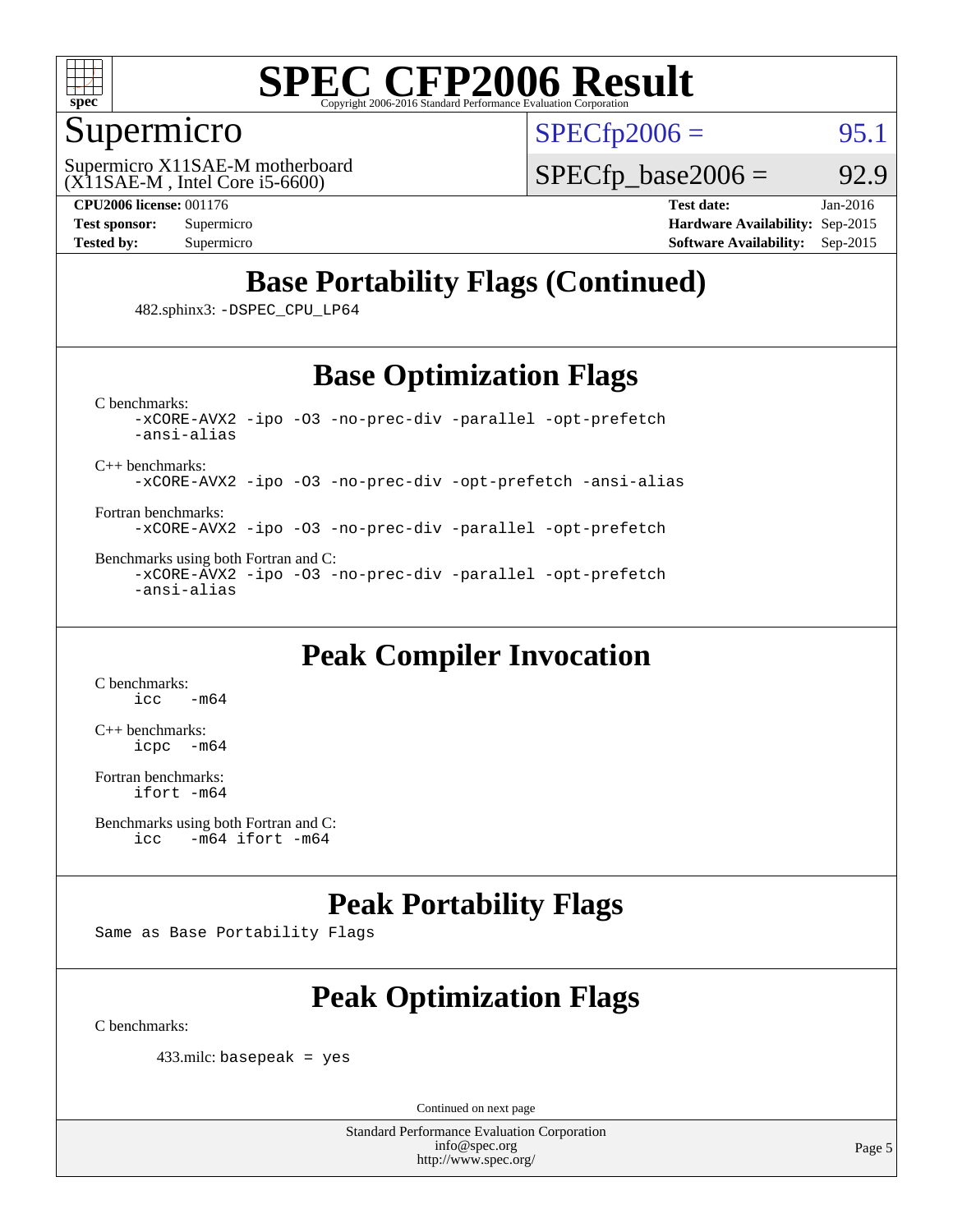# SPEC CFP2006 Result

Copyright 2006-2016 Standard Performance Evaluation Corporation

## Supermicro

Supermicro X11SAE-M motherboard
(X11SAE-M , Intel Core i5-6600)

SPECfp2006 = 95.1

SPECfp_base2006 = 92.9

| | | | |
|---|---|---|---|
| **CPU2006 license:** 001176 | | **Test date:** | Jan-2016 |
| **Test sponsor:** | Supermicro | **Hardware Availability:** | Sep-2015 |
| **Tested by:** | Supermicro | **Software Availability:** | Sep-2015 |

## Base Portability Flags (Continued)

482.sphinx3: `-DSPEC_CPU_LP64`

## Base Optimization Flags

C benchmarks:
```
-xCORE-AVX2 -ipo -O3 -no-prec-div -parallel -opt-prefetch
-ansi-alias
```

C++ benchmarks:
```
-xCORE-AVX2 -ipo -O3 -no-prec-div -opt-prefetch -ansi-alias
```

Fortran benchmarks:
```
-xCORE-AVX2 -ipo -O3 -no-prec-div -parallel -opt-prefetch
```

Benchmarks using both Fortran and C:
```
-xCORE-AVX2 -ipo -O3 -no-prec-div -parallel -opt-prefetch
-ansi-alias
```

## Peak Compiler Invocation

C benchmarks:
```
icc   -m64
```

C++ benchmarks:
```
icpc  -m64
```

Fortran benchmarks:
```
ifort -m64
```

Benchmarks using both Fortran and C:
```
icc   -m64 ifort -m64
```

## Peak Portability Flags

Same as Base Portability Flags

## Peak Optimization Flags

C benchmarks:

433.milc: `basepeak = yes`

Continued on next page

Standard Performance Evaluation Corporation
info@spec.org
http://www.spec.org/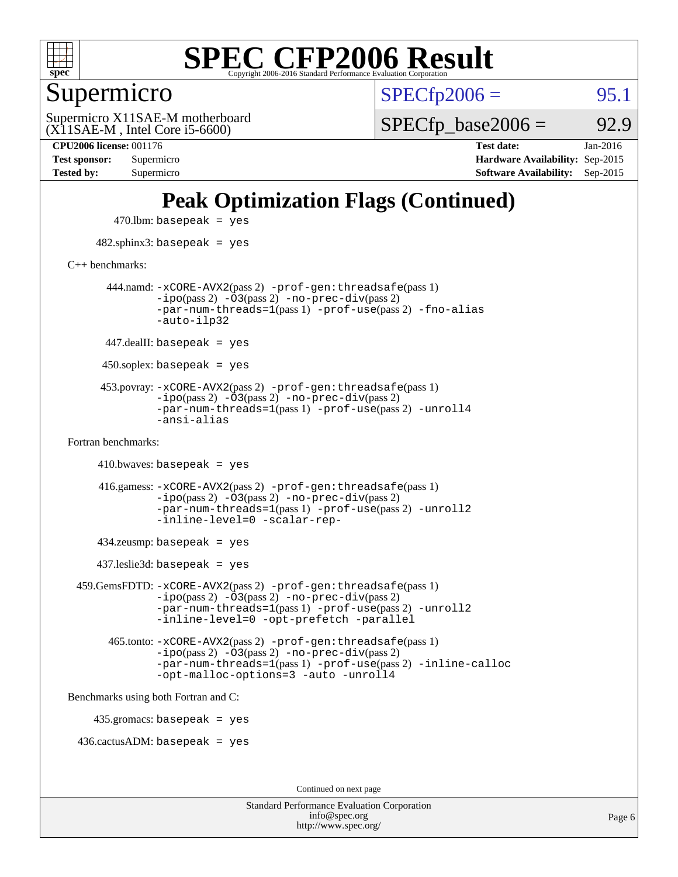# SPEC CFP2006 Result

Copyright 2006-2016 Standard Performance Evaluation Corporation

## Supermicro

Supermicro X11SAE-M motherboard
(X11SAE-M , Intel Core i5-6600)

SPECfp2006 = 95.1

SPECfp_base2006 = 92.9

| | | | |
|---|---|---|---|
| **CPU2006 license:** | 001176 | **Test date:** | Jan-2016 |
| **Test sponsor:** | Supermicro | **Hardware Availability:** | Sep-2015 |
| **Tested by:** | Supermicro | **Software Availability:** | Sep-2015 |

## Peak Optimization Flags (Continued)

470.lbm: basepeak = yes

482.sphinx3: basepeak = yes

C++ benchmarks:

444.namd: -xCORE-AVX2(pass 2) -prof-gen:threadsafe(pass 1) -ipo(pass 2) -O3(pass 2) -no-prec-div(pass 2) -par-num-threads=1(pass 1) -prof-use(pass 2) -fno-alias -auto-ilp32

447.dealII: basepeak = yes

450.soplex: basepeak = yes

453.povray: -xCORE-AVX2(pass 2) -prof-gen:threadsafe(pass 1) -ipo(pass 2) -O3(pass 2) -no-prec-div(pass 2) -par-num-threads=1(pass 1) -prof-use(pass 2) -unroll4 -ansi-alias

Fortran benchmarks:

410.bwaves: basepeak = yes

416.gamess: -xCORE-AVX2(pass 2) -prof-gen:threadsafe(pass 1) -ipo(pass 2) -O3(pass 2) -no-prec-div(pass 2) -par-num-threads=1(pass 1) -prof-use(pass 2) -unroll2 -inline-level=0 -scalar-rep-

434.zeusmp: basepeak = yes

437.leslie3d: basepeak = yes

459.GemsFDTD: -xCORE-AVX2(pass 2) -prof-gen:threadsafe(pass 1) -ipo(pass 2) -O3(pass 2) -no-prec-div(pass 2) -par-num-threads=1(pass 1) -prof-use(pass 2) -unroll2 -inline-level=0 -opt-prefetch -parallel

465.tonto: -xCORE-AVX2(pass 2) -prof-gen:threadsafe(pass 1) -ipo(pass 2) -O3(pass 2) -no-prec-div(pass 2) -par-num-threads=1(pass 1) -prof-use(pass 2) -inline-calloc -opt-malloc-options=3 -auto -unroll4

Benchmarks using both Fortran and C:

435.gromacs: basepeak = yes

436.cactusADM: basepeak = yes

Continued on next page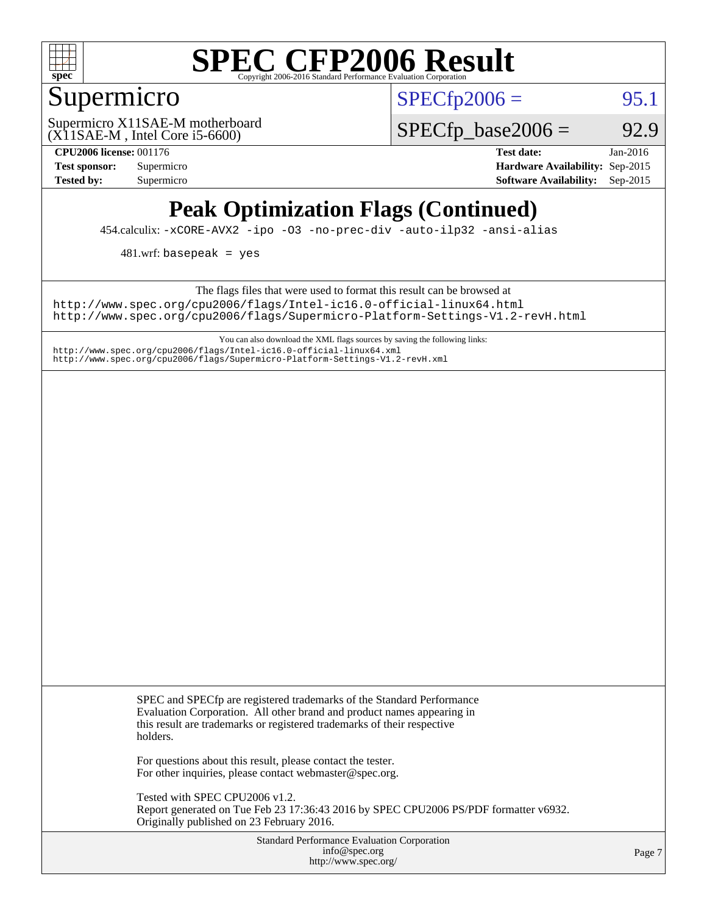# Peak Optimization Flags (Continued)

454.calculix: -xCORE-AVX2 -ipo -O3 -no-prec-div -auto-ilp32 -ansi-alias

481.wrf: basepeak = yes

The flags files that were used to format this result can be browsed at
http://www.spec.org/cpu2006/flags/Intel-ic16.0-official-linux64.html
http://www.spec.org/cpu2006/flags/Supermicro-Platform-Settings-V1.2-revH.html

You can also download the XML flags sources by saving the following links:
http://www.spec.org/cpu2006/flags/Intel-ic16.0-official-linux64.xml
http://www.spec.org/cpu2006/flags/Supermicro-Platform-Settings-V1.2-revH.xml

SPEC and SPECfp are registered trademarks of the Standard Performance Evaluation Corporation. All other brand and product names appearing in this result are trademarks or registered trademarks of their respective holders.

For questions about this result, please contact the tester.
For other inquiries, please contact webmaster@spec.org.

Tested with SPEC CPU2006 v1.2.
Report generated on Tue Feb 23 17:36:43 2016 by SPEC CPU2006 PS/PDF formatter v6932.
Originally published on 23 February 2016.